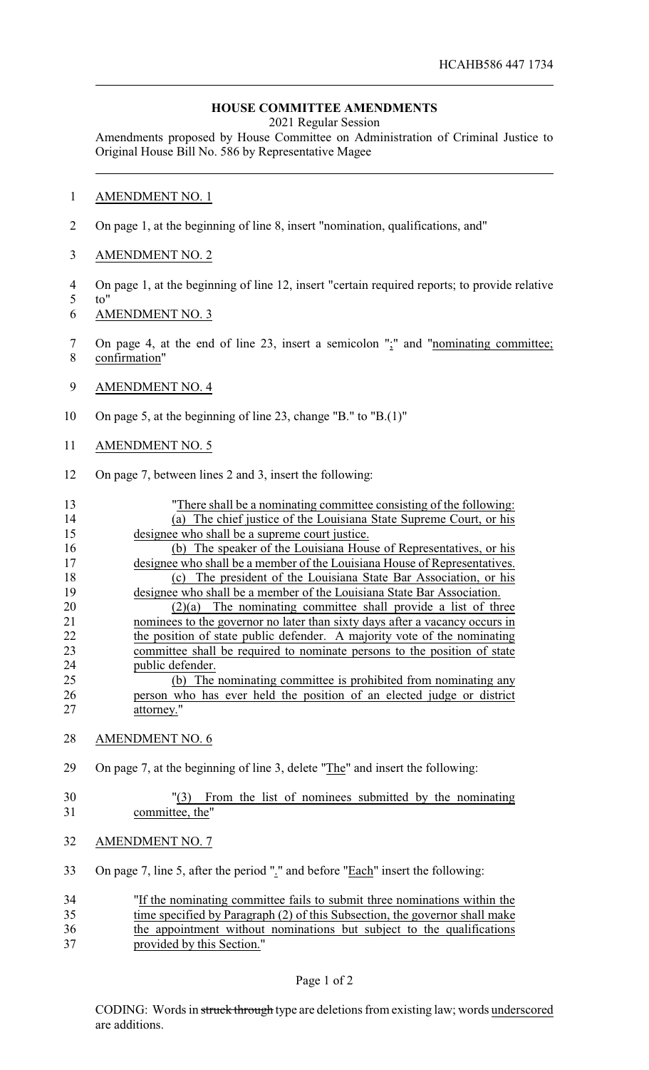HCAHB586 447 1734

## HOUSE COMMITTEE AMENDMENTS

2021 Regular Session

Amendments proposed by House Committee on Administration of Criminal Justice to Original House Bill No. 586 by Representative Magee

AMENDMENT NO. 1

On page 1, at the beginning of line 8, insert "nomination, qualifications, and"

AMENDMENT NO. 2

On page 1, at the beginning of line 12, insert "certain required reports; to provide relative to"

AMENDMENT NO. 3

On page 4, at the end of line 23, insert a semicolon ";" and "nominating committee; confirmation"

AMENDMENT NO. 4

On page 5, at the beginning of line 23, change "B." to "B.(1)"

AMENDMENT NO. 5

On page 7, between lines 2 and 3, insert the following:

"There shall be a nominating committee consisting of the following:

(a) The chief justice of the Louisiana State Supreme Court, or his designee who shall be a supreme court justice.

(b) The speaker of the Louisiana House of Representatives, or his designee who shall be a member of the Louisiana House of Representatives.

(c) The president of the Louisiana State Bar Association, or his designee who shall be a member of the Louisiana State Bar Association.

(2)(a) The nominating committee shall provide a list of three nominees to the governor no later than sixty days after a vacancy occurs in the position of state public defender. A majority vote of the nominating committee shall be required to nominate persons to the position of state public defender.

(b) The nominating committee is prohibited from nominating any person who has ever held the position of an elected judge or district attorney."

AMENDMENT NO. 6

On page 7, at the beginning of line 3, delete "The" and insert the following:

"(3) From the list of nominees submitted by the nominating committee, the"

AMENDMENT NO. 7

On page 7, line 5, after the period "." and before "Each" insert the following:

"If the nominating committee fails to submit three nominations within the time specified by Paragraph (2) of this Subsection, the governor shall make the appointment without nominations but subject to the qualifications provided by this Section."

CODING: Words in ~~struck through~~ type are deletions from existing law; words underscored are additions.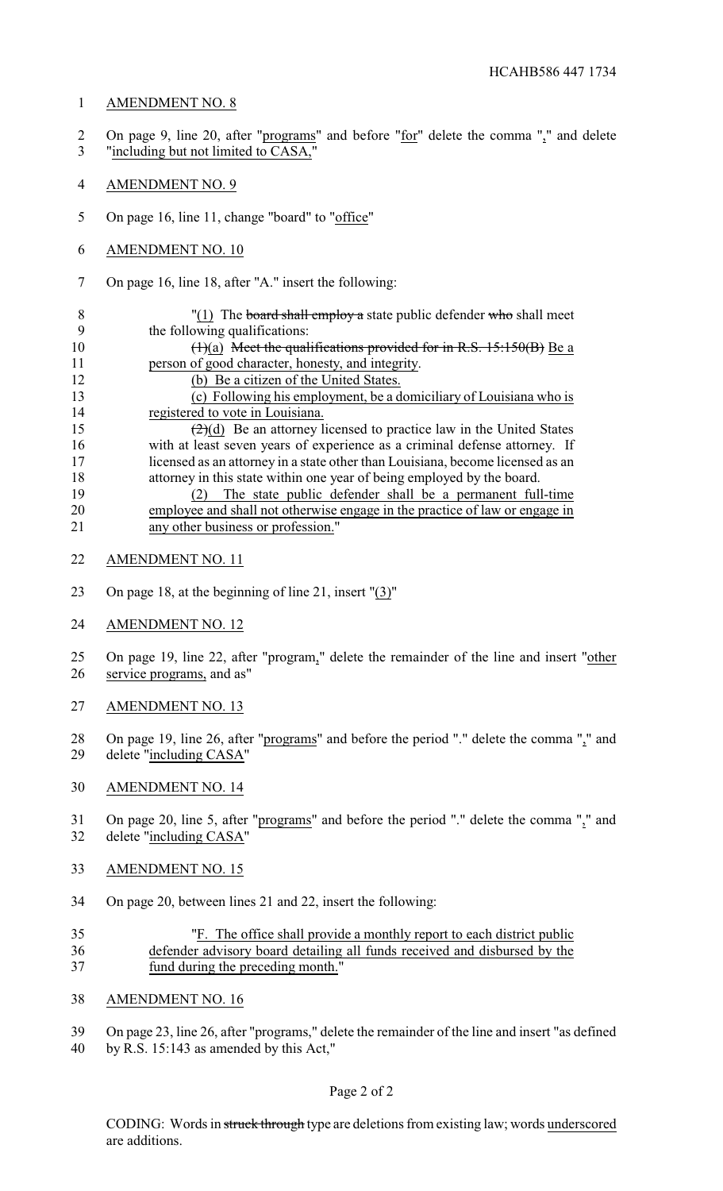AMENDMENT NO. 8

On page 9, line 20, after "programs" and before "for" delete the comma "," and delete "including but not limited to CASA,"

AMENDMENT NO. 9

On page 16, line 11, change "board" to "office"

AMENDMENT NO. 10

On page 16, line 18, after "A." insert the following:

"(1) The ~~board shall employ a~~ state public defender ~~who~~ shall meet the following qualifications:

~~(1)~~(a) ~~Meet the qualifications provided for in R.S. 15:150(B)~~ Be a person of good character, honesty, and integrity.

(b) Be a citizen of the United States.

(c) Following his employment, be a domiciliary of Louisiana who is registered to vote in Louisiana.

~~(2)~~(d) Be an attorney licensed to practice law in the United States with at least seven years of experience as a criminal defense attorney. If licensed as an attorney in a state other than Louisiana, become licensed as an attorney in this state within one year of being employed by the board.

(2) The state public defender shall be a permanent full-time employee and shall not otherwise engage in the practice of law or engage in any other business or profession."

AMENDMENT NO. 11

On page 18, at the beginning of line 21, insert "(3)"

AMENDMENT NO. 12

On page 19, line 22, after "program," delete the remainder of the line and insert "other service programs, and as"

AMENDMENT NO. 13

On page 19, line 26, after "programs" and before the period "." delete the comma "," and delete "including CASA"

AMENDMENT NO. 14

On page 20, line 5, after "programs" and before the period "." delete the comma "," and delete "including CASA"

AMENDMENT NO. 15

On page 20, between lines 21 and 22, insert the following:

"F. The office shall provide a monthly report to each district public defender advisory board detailing all funds received and disbursed by the fund during the preceding month."

AMENDMENT NO. 16

On page 23, line 26, after "programs," delete the remainder of the line and insert "as defined by R.S. 15:143 as amended by this Act,"

CODING: Words in ~~struck through~~ type are deletions from existing law; words underscored are additions.